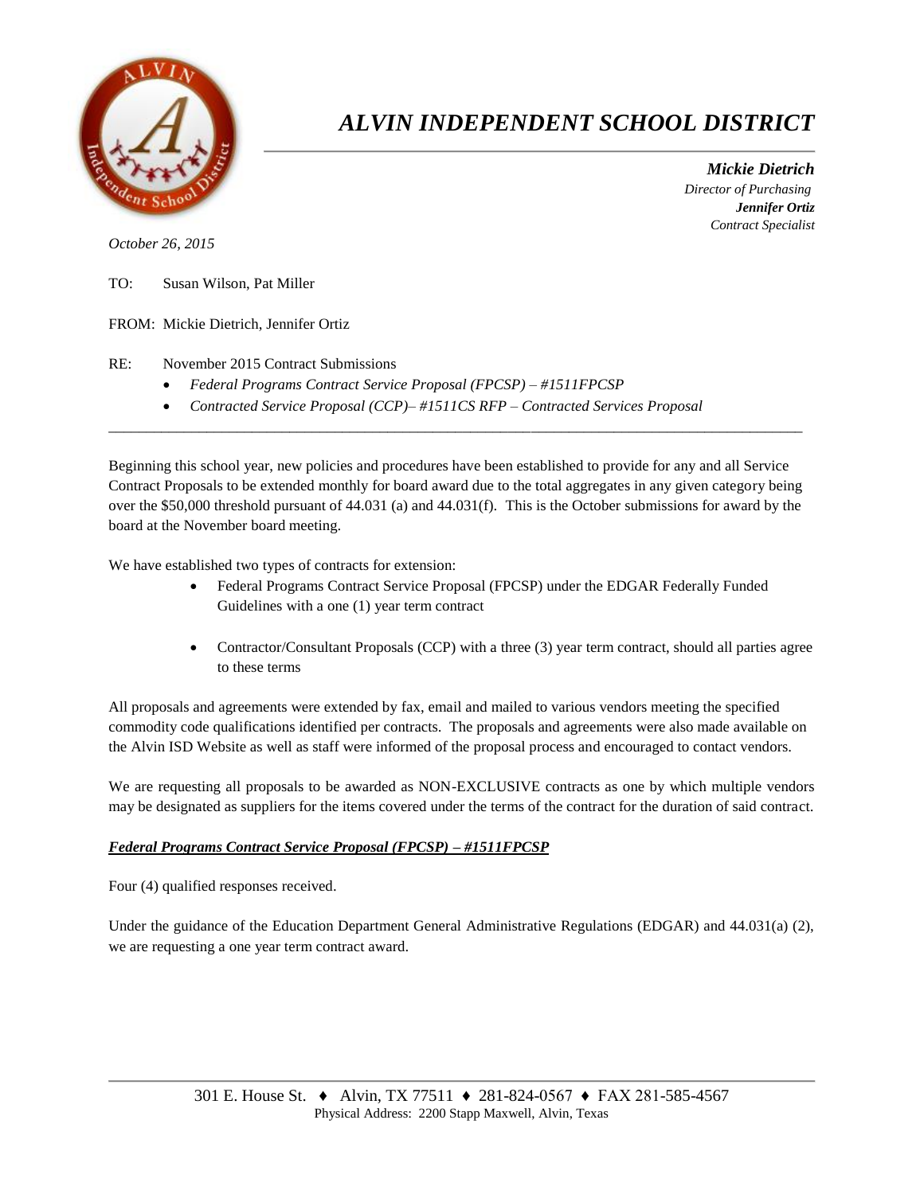# *ALVIN INDEPENDENT SCHOOL DISTRICT*

***Mickie Dietrich***
*Director of Purchasing*
***Jennifer Ortiz***
*Contract Specialist*

*October 26, 2015*

TO: Susan Wilson, Pat Miller

FROM: Mickie Dietrich, Jennifer Ortiz

RE: November 2015 Contract Submissions

- *Federal Programs Contract Service Proposal (FPCSP) – #1511FPCSP*
- *Contracted Service Proposal (CCP)– #1511CS RFP – Contracted Services Proposal*

---

Beginning this school year, new policies and procedures have been established to provide for any and all Service Contract Proposals to be extended monthly for board award due to the total aggregates in any given category being over the $50,000 threshold pursuant of 44.031 (a) and 44.031(f). This is the October submissions for award by the board at the November board meeting.

We have established two types of contracts for extension:

- Federal Programs Contract Service Proposal (FPCSP) under the EDGAR Federally Funded Guidelines with a one (1) year term contract
- Contractor/Consultant Proposals (CCP) with a three (3) year term contract, should all parties agree to these terms

All proposals and agreements were extended by fax, email and mailed to various vendors meeting the specified commodity code qualifications identified per contracts. The proposals and agreements were also made available on the Alvin ISD Website as well as staff were informed of the proposal process and encouraged to contact vendors.

We are requesting all proposals to be awarded as NON-EXCLUSIVE contracts as one by which multiple vendors may be designated as suppliers for the items covered under the terms of the contract for the duration of said contract.

***Federal Programs Contract Service Proposal (FPCSP) – #1511FPCSP***

Four (4) qualified responses received.

Under the guidance of the Education Department General Administrative Regulations (EDGAR) and 44.031(a) (2), we are requesting a one year term contract award.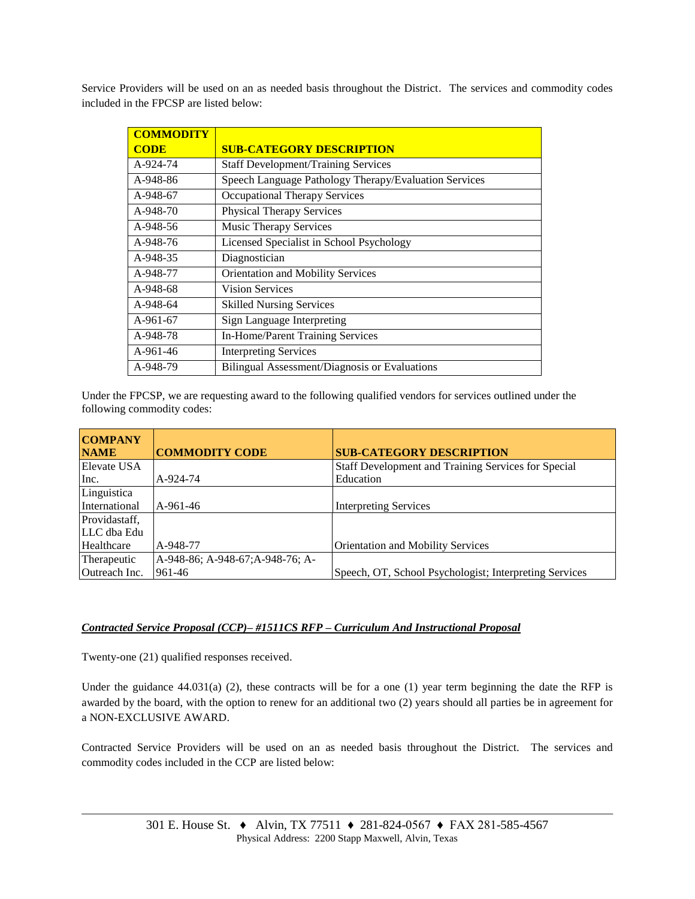Service Providers will be used on an as needed basis throughout the District. The services and commodity codes included in the FPCSP are listed below:

| COMMODITY CODE | SUB-CATEGORY DESCRIPTION |
|---|---|
| A-924-74 | Staff Development/Training Services |
| A-948-86 | Speech Language Pathology Therapy/Evaluation Services |
| A-948-67 | Occupational Therapy Services |
| A-948-70 | Physical Therapy Services |
| A-948-56 | Music Therapy Services |
| A-948-76 | Licensed Specialist in School Psychology |
| A-948-35 | Diagnostician |
| A-948-77 | Orientation and Mobility Services |
| A-948-68 | Vision Services |
| A-948-64 | Skilled Nursing Services |
| A-961-67 | Sign Language Interpreting |
| A-948-78 | In-Home/Parent Training Services |
| A-961-46 | Interpreting Services |
| A-948-79 | Bilingual Assessment/Diagnosis or Evaluations |

Under the FPCSP, we are requesting award to the following qualified vendors for services outlined under the following commodity codes:

| COMPANY NAME | COMMODITY CODE | SUB-CATEGORY DESCRIPTION |
|---|---|---|
| Elevate USA Inc. | A-924-74 | Staff Development and Training Services for Special Education |
| Linguistica International | A-961-46 | Interpreting Services |
| Providastaff, LLC dba Edu Healthcare | A-948-77 | Orientation and Mobility Services |
| Therapeutic Outreach Inc. | A-948-86; A-948-67;A-948-76; A-961-46 | Speech, OT, School Psychologist; Interpreting Services |

***Contracted Service Proposal (CCP)– #1511CS RFP – Curriculum And Instructional Proposal***

Twenty-one (21) qualified responses received.

Under the guidance 44.031(a) (2), these contracts will be for a one (1) year term beginning the date the RFP is awarded by the board, with the option to renew for an additional two (2) years should all parties be in agreement for a NON-EXCLUSIVE AWARD.

Contracted Service Providers will be used on an as needed basis throughout the District. The services and commodity codes included in the CCP are listed below: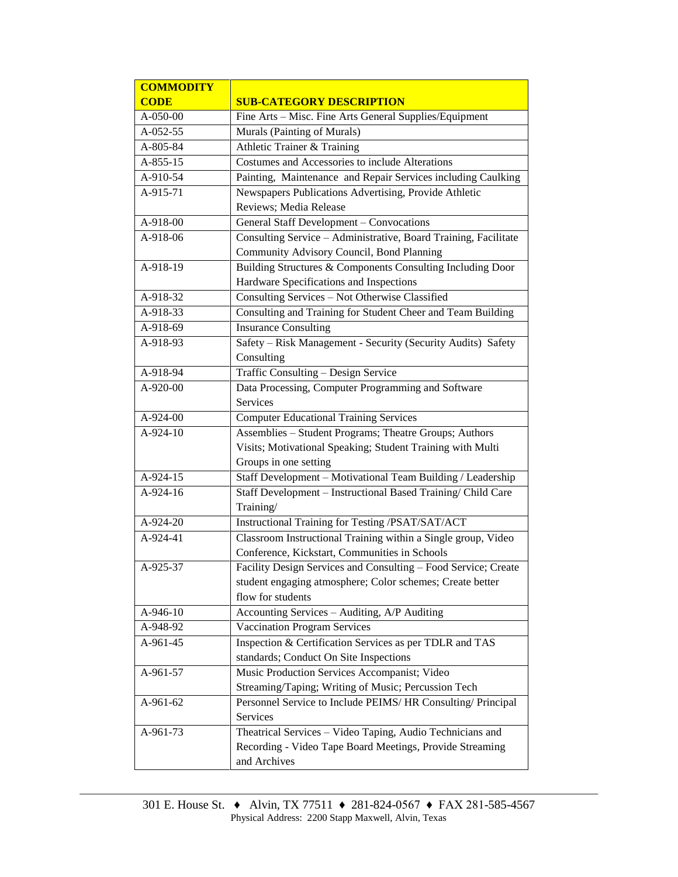| COMMODITY CODE | SUB-CATEGORY DESCRIPTION |
|---|---|
| A-050-00 | Fine Arts – Misc. Fine Arts General Supplies/Equipment |
| A-052-55 | Murals (Painting of Murals) |
| A-805-84 | Athletic Trainer & Training |
| A-855-15 | Costumes and Accessories to include Alterations |
| A-910-54 | Painting, Maintenance and Repair Services including Caulking |
| A-915-71 | Newspapers Publications Advertising, Provide Athletic Reviews; Media Release |
| A-918-00 | General Staff Development – Convocations |
| A-918-06 | Consulting Service – Administrative, Board Training, Facilitate Community Advisory Council, Bond Planning |
| A-918-19 | Building Structures & Components Consulting Including Door Hardware Specifications and Inspections |
| A-918-32 | Consulting Services – Not Otherwise Classified |
| A-918-33 | Consulting and Training for Student Cheer and Team Building |
| A-918-69 | Insurance Consulting |
| A-918-93 | Safety – Risk Management - Security (Security Audits) Safety Consulting |
| A-918-94 | Traffic Consulting – Design Service |
| A-920-00 | Data Processing, Computer Programming and Software Services |
| A-924-00 | Computer Educational Training Services |
| A-924-10 | Assemblies – Student Programs; Theatre Groups; Authors Visits; Motivational Speaking; Student Training with Multi Groups in one setting |
| A-924-15 | Staff Development – Motivational Team Building / Leadership |
| A-924-16 | Staff Development – Instructional Based Training/ Child Care Training/ |
| A-924-20 | Instructional Training for Testing /PSAT/SAT/ACT |
| A-924-41 | Classroom Instructional Training within a Single group, Video Conference, Kickstart, Communities in Schools |
| A-925-37 | Facility Design Services and Consulting – Food Service; Create student engaging atmosphere; Color schemes; Create better flow for students |
| A-946-10 | Accounting Services – Auditing, A/P Auditing |
| A-948-92 | Vaccination Program Services |
| A-961-45 | Inspection & Certification Services as per TDLR and TAS standards; Conduct On Site Inspections |
| A-961-57 | Music Production Services Accompanist; Video Streaming/Taping; Writing of Music; Percussion Tech |
| A-961-62 | Personnel Service to Include PEIMS/ HR Consulting/ Principal Services |
| A-961-73 | Theatrical Services – Video Taping, Audio Technicians and Recording - Video Tape Board Meetings, Provide Streaming and Archives |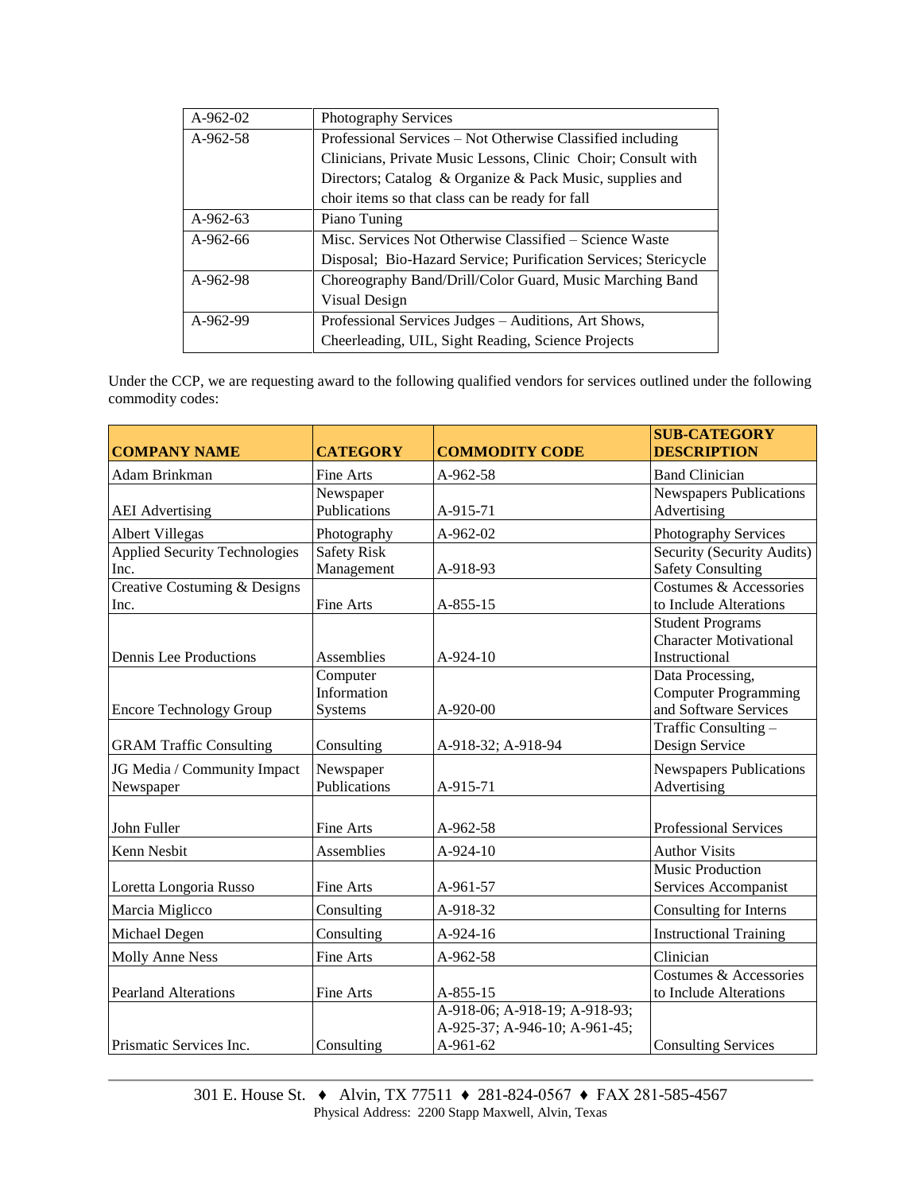| | |
|---|---|
| A-962-02 | Photography Services |
| A-962-58 | Professional Services – Not Otherwise Classified including Clinicians, Private Music Lessons, Clinic Choir; Consult with Directors; Catalog & Organize & Pack Music, supplies and choir items so that class can be ready for fall |
| A-962-63 | Piano Tuning |
| A-962-66 | Misc. Services Not Otherwise Classified – Science Waste Disposal; Bio-Hazard Service; Purification Services; Stericycle |
| A-962-98 | Choreography Band/Drill/Color Guard, Music Marching Band Visual Design |
| A-962-99 | Professional Services Judges – Auditions, Art Shows, Cheerleading, UIL, Sight Reading, Science Projects |

Under the CCP, we are requesting award to the following qualified vendors for services outlined under the following commodity codes:

| COMPANY NAME | CATEGORY | COMMODITY CODE | SUB-CATEGORY DESCRIPTION |
|---|---|---|---|
| Adam Brinkman | Fine Arts | A-962-58 | Band Clinician |
| AEI Advertising | Newspaper Publications | A-915-71 | Newspapers Publications Advertising |
| Albert Villegas | Photography | A-962-02 | Photography Services |
| Applied Security Technologies Inc. | Safety Risk Management | A-918-93 | Security (Security Audits) Safety Consulting |
| Creative Costuming & Designs Inc. | Fine Arts | A-855-15 | Costumes & Accessories to Include Alterations |
| Dennis Lee Productions | Assemblies | A-924-10 | Student Programs Character Motivational Instructional |
| Encore Technology Group | Computer Information Systems | A-920-00 | Data Processing, Computer Programming and Software Services |
| GRAM Traffic Consulting | Consulting | A-918-32; A-918-94 | Traffic Consulting – Design Service |
| JG Media / Community Impact Newspaper | Newspaper Publications | A-915-71 | Newspapers Publications Advertising |
| John Fuller | Fine Arts | A-962-58 | Professional Services |
| Kenn Nesbit | Assemblies | A-924-10 | Author Visits |
| Loretta Longoria Russo | Fine Arts | A-961-57 | Music Production Services Accompanist |
| Marcia Miglicco | Consulting | A-918-32 | Consulting for Interns |
| Michael Degen | Consulting | A-924-16 | Instructional Training |
| Molly Anne Ness | Fine Arts | A-962-58 | Clinician |
| Pearland Alterations | Fine Arts | A-855-15 | Costumes & Accessories to Include Alterations |
| Prismatic Services Inc. | Consulting | A-918-06; A-918-19; A-918-93; A-925-37; A-946-10; A-961-45; A-961-62 | Consulting Services |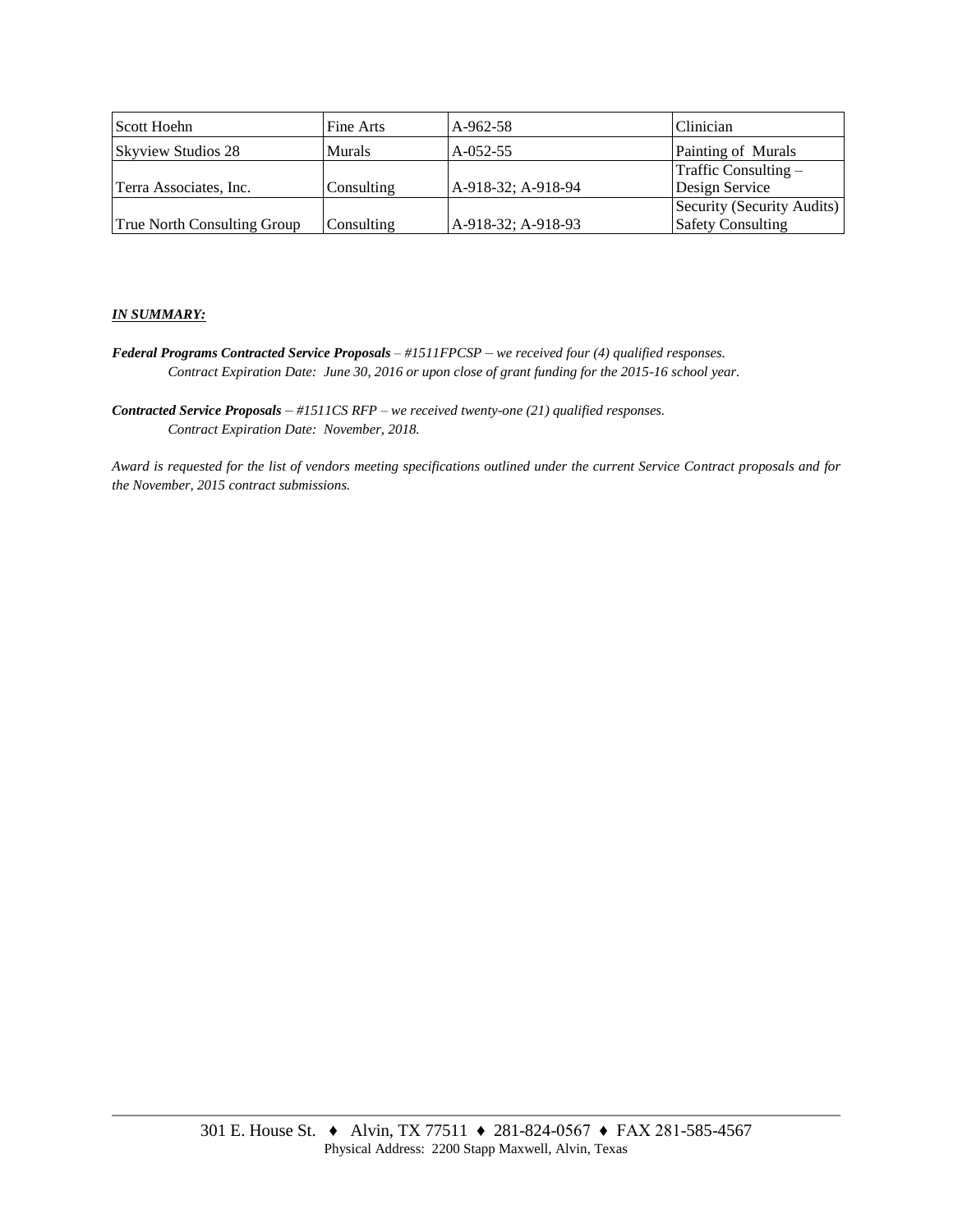| | | | |
|---|---|---|---|
| Scott Hoehn | Fine Arts | A-962-58 | Clinician |
| Skyview Studios 28 | Murals | A-052-55 | Painting of Murals |
| Terra Associates, Inc. | Consulting | A-918-32; A-918-94 | Traffic Consulting – Design Service |
| True North Consulting Group | Consulting | A-918-32; A-918-93 | Security (Security Audits) Safety Consulting |

***IN SUMMARY:***

***Federal Programs Contracted Service Proposals*** *– #1511FPCSP – we received four (4) qualified responses.*
*Contract Expiration Date: June 30, 2016 or upon close of grant funding for the 2015-16 school year.*

***Contracted Service Proposals*** *– #1511CS RFP – we received twenty-one (21) qualified responses.*
*Contract Expiration Date: November, 2018.*

*Award is requested for the list of vendors meeting specifications outlined under the current Service Contract proposals and for the November, 2015 contract submissions.*